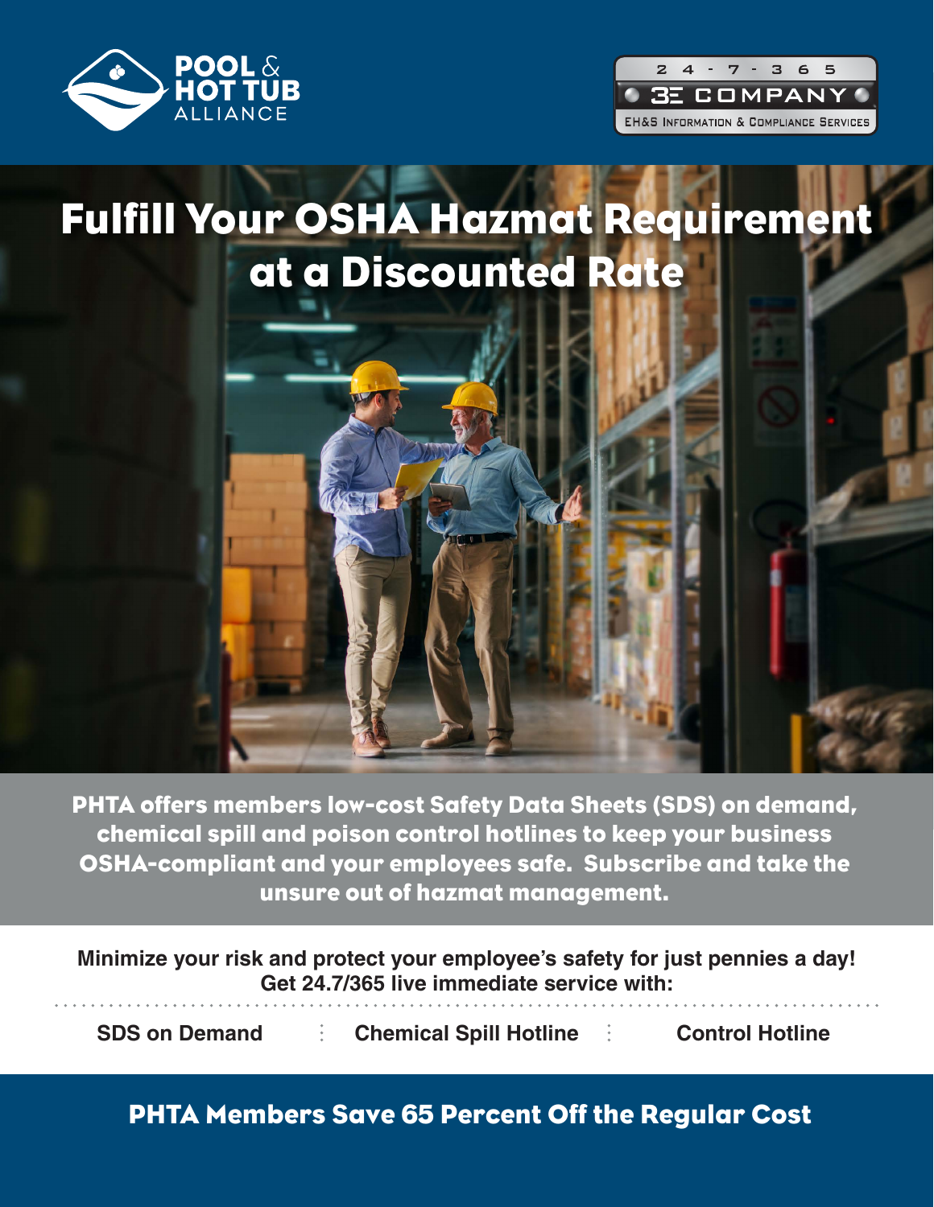POOL & HOT TUB ALLIANCE

24-7-365 3E COMPANY

EH&S Information & Compliance Services

# Fulfill Your OSHA Hazmat Requirement at a Discounted Rate

**PHTA offers members low-cost Safety Data Sheets (SDS) on demand, chemical spill and poison control hotlines to keep your business OSHA-compliant and your employees safe. Subscribe and take the unsure out of hazmat management.**

**Minimize your risk and protect your employee's safety for just pennies a day! Get 24.7/365 live immediate service with:**

**SDS on Demand** | **Chemical Spill Hotline** | **Control Hotline**

## PHTA Members Save 65 Percent Off the Regular Cost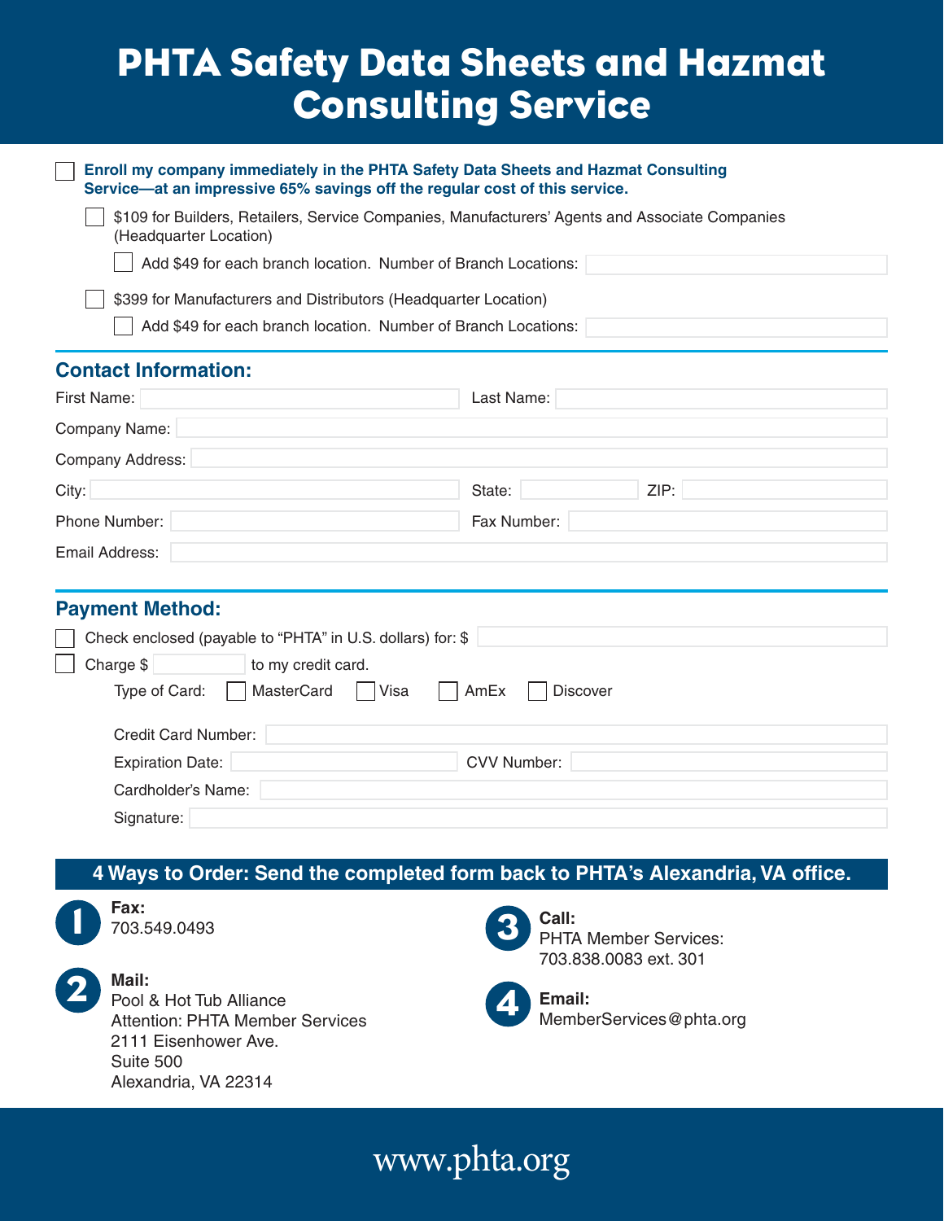# PHTA Safety Data Sheets and Hazmat Consulting Service

☐ **Enroll my company immediately in the PHTA Safety Data Sheets and Hazmat Consulting Service—at an impressive 65% savings off the regular cost of this service.**

- ☐ $109 for Builders, Retailers, Service Companies, Manufacturers' Agents and Associate Companies (Headquarter Location)
  - ☐ Add $49 for each branch location. Number of Branch Locations: ________
- ☐ $399 for Manufacturers and Distributors (Headquarter Location)
  - ☐ Add $49 for each branch location. Number of Branch Locations: ________

## Contact Information:

First Name: ________ Last Name: ________

Company Name: ________

Company Address: ________

City: ________ State: ________ ZIP: ________

Phone Number: ________ Fax Number: ________

Email Address: ________

## Payment Method:

☐ Check enclosed (payable to "PHTA" in U.S. dollars) for: $ ________

☐ Charge $ ________ to my credit card.

Type of Card: ☐ MasterCard ☐ Visa ☐ AmEx ☐ Discover

Credit Card Number: ________

Expiration Date: ________ CVV Number: ________

Cardholder's Name: ________

Signature: ________

## 4 Ways to Order: Send the completed form back to PHTA's Alexandria, VA office.

**1 Fax:**
703.549.0493

**2 Mail:**
Pool & Hot Tub Alliance
Attention: PHTA Member Services
2111 Eisenhower Ave.
Suite 500
Alexandria, VA 22314

**3 Call:**
PHTA Member Services:
703.838.0083 ext. 301

**4 Email:**
MemberServices@phta.org

www.phta.org